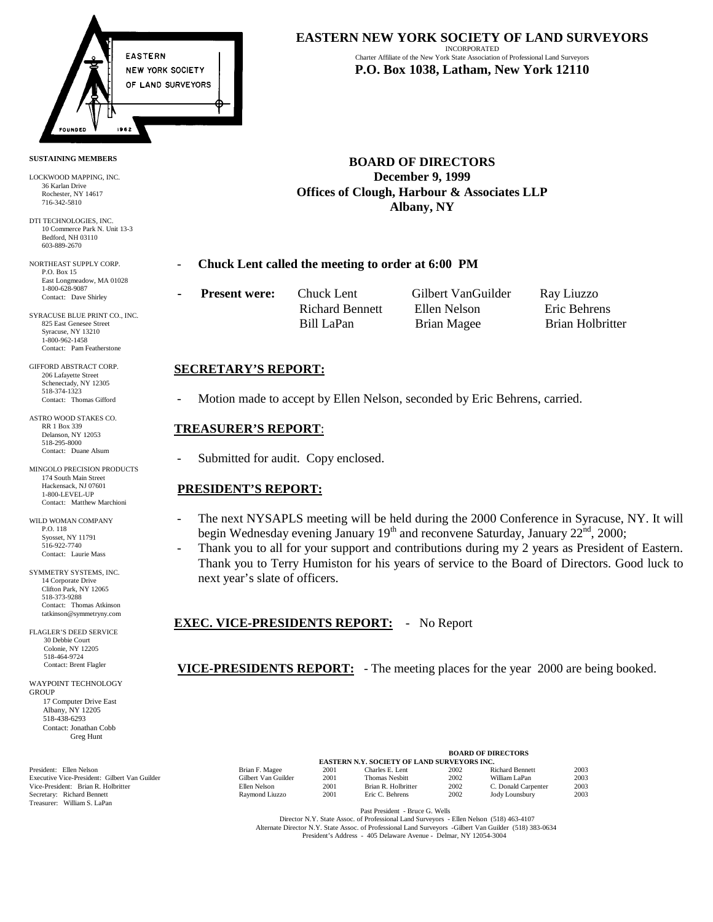# EASTERN NEW YORK SOCIETY OF LAND SURVEYORS

INCORPORATED
Charter Affiliate of the New York State Association of Professional Land Surveyors
**P.O. Box 1038, Latham, New York 12110**

EASTERN NEW YORK SOCIETY OF LAND SURVEYORS
FOUNDED 1962

**SUSTAINING MEMBERS**

LOCKWOOD MAPPING, INC.
36 Karlan Drive
Rochester, NY 14617
716-342-5810

DTI TECHNOLOGIES, INC.
10 Commerce Park N. Unit 13-3
Bedford, NH 03110
603-889-2670

NORTHEAST SUPPLY CORP.
P.O. Box 15
East Longmeadow, MA 01028
1-800-628-9087
Contact: Dave Shirley

SYRACUSE BLUE PRINT CO., INC.
825 East Genesee Street
Syracuse, NY 13210
1-800-962-1458
Contact: Pam Featherstone

GIFFORD ABSTRACT CORP.
206 Lafayette Street
Schenectady, NY 12305
518-374-1323
Contact: Thomas Gifford

ASTRO WOOD STAKES CO.
RR 1 Box 339
Delanson, NY 12053
518-295-8000
Contact: Duane Alsum

MINGOLO PRECISION PRODUCTS
174 South Main Street
Hackensack, NJ 07601
1-800-LEVEL-UP
Contact: Matthew Marchioni

WILD WOMAN COMPANY
P.O. 118
Syosset, NY 11791
516-922-7740
Contact: Laurie Mass

SYMMETRY SYSTEMS, INC.
14 Corporate Drive
Clifton Park, NY 12065
518-373-9288
Contact: Thomas Atkinson
tatkinson@symmetryny.com

FLAGLER'S DEED SERVICE
30 Debbie Court
Colonie, NY 12205
518-464-9724
Contact: Brent Flagler

WAYPOINT TECHNOLOGY GROUP
17 Computer Drive East
Albany, NY 12205
518-438-6293
Contact: Jonathan Cobb
Greg Hunt

## BOARD OF DIRECTORS
## December 9, 1999
## Offices of Clough, Harbour & Associates LLP
## Albany, NY

- **Chuck Lent called the meeting to order at 6:00 PM**
- **Present were:** Chuck Lent, Gilbert VanGuilder, Ray Liuzzo, Richard Bennett, Ellen Nelson, Eric Behrens, Bill LaPan, Brian Magee, Brian Holbritter

### SECRETARY'S REPORT:

- Motion made to accept by Ellen Nelson, seconded by Eric Behrens, carried.

### TREASURER'S REPORT:

- Submitted for audit. Copy enclosed.

### PRESIDENT'S REPORT:

- The next NYSAPLS meeting will be held during the 2000 Conference in Syracuse, NY. It will begin Wednesday evening January 19th and reconvene Saturday, January 22nd, 2000;
- Thank you to all for your support and contributions during my 2 years as President of Eastern. Thank you to Terry Humiston for his years of service to the Board of Directors. Good luck to next year's slate of officers.

### EXEC. VICE-PRESIDENTS REPORT:

- No Report

### VICE-PRESIDENTS REPORT:

- The meeting places for the year 2000 are being booked.

President: Ellen Nelson
Executive Vice-President: Gilbert Van Guilder
Vice-President: Brian R. Holbritter
Secretary: Richard Bennett
Treasurer: William S. LaPan

**BOARD OF DIRECTORS**
**EASTERN N.Y. SOCIETY OF LAND SURVEYORS INC.**

| | | | | | |
|---|---|---|---|---|---|
| Brian F. Magee | 2001 | Charles E. Lent | 2002 | Richard Bennett | 2003 |
| Gilbert Van Guilder | 2001 | Thomas Nesbitt | 2002 | William LaPan | 2003 |
| Ellen Nelson | 2001 | Brian R. Holbritter | 2002 | C. Donald Carpenter | 2003 |
| Raymond Liuzzo | 2001 | Eric C. Behrens | 2002 | Jody Lounsbury | 2003 |

Past President - Bruce G. Wells
Director N.Y. State Assoc. of Professional Land Surveyors - Ellen Nelson (518) 463-4107
Alternate Director N.Y. State Assoc. of Professional Land Surveyors - Gilbert Van Guilder (518) 383-0634
President's Address - 405 Delaware Avenue - Delmar, NY 12054-3004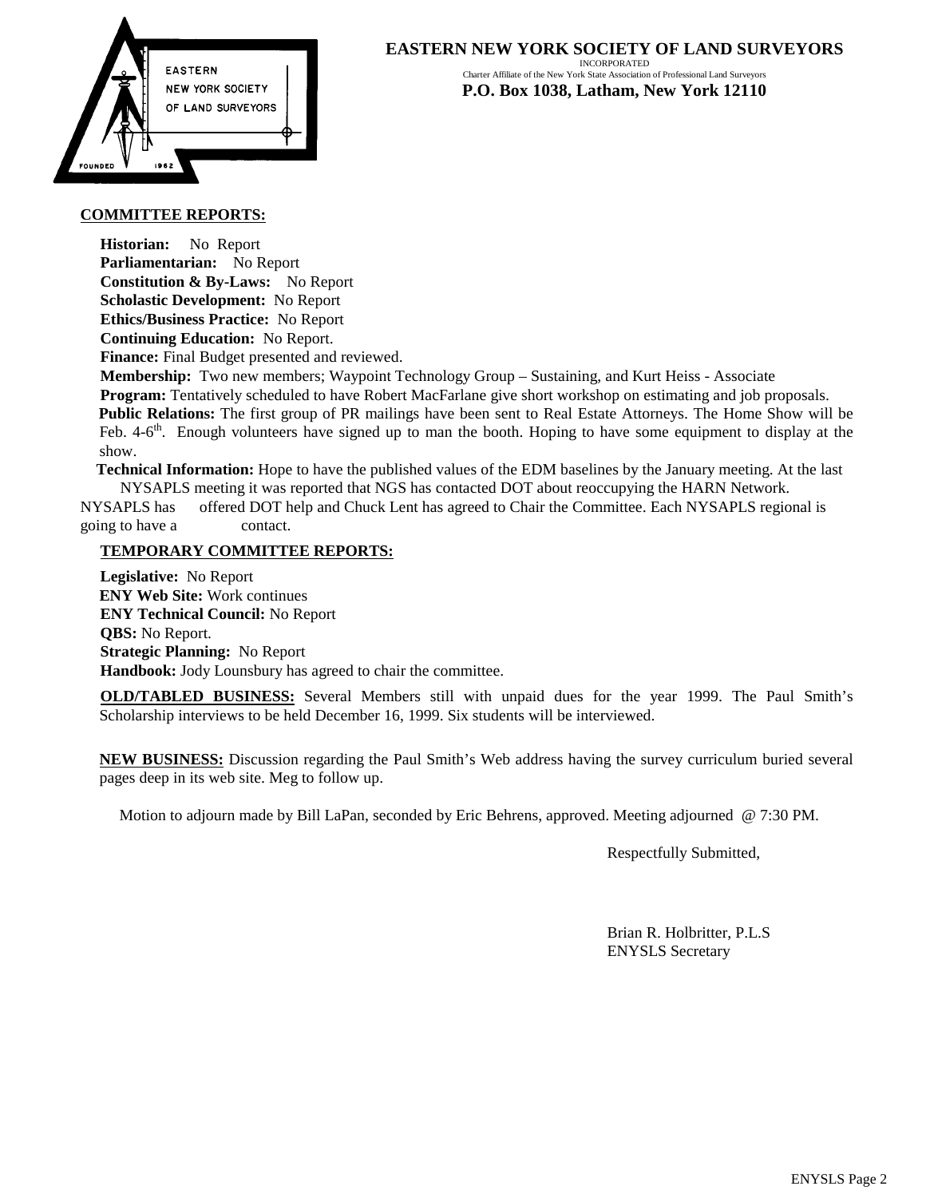**EASTERN NEW YORK SOCIETY OF LAND SURVEYORS**
INCORPORATED
Charter Affiliate of the New York State Association of Professional Land Surveyors
**P.O. Box 1038, Latham, New York 12110**

## COMMITTEE REPORTS:

**Historian:** No Report
**Parliamentarian:** No Report
**Constitution & By-Laws:** No Report
**Scholastic Development:** No Report
**Ethics/Business Practice:** No Report
**Continuing Education:** No Report.
**Finance:** Final Budget presented and reviewed.
**Membership:** Two new members; Waypoint Technology Group – Sustaining, and Kurt Heiss - Associate
**Program:** Tentatively scheduled to have Robert MacFarlane give short workshop on estimating and job proposals.
**Public Relations:** The first group of PR mailings have been sent to Real Estate Attorneys. The Home Show will be Feb. 4-6th. Enough volunteers have signed up to man the booth. Hoping to have some equipment to display at the show.
**Technical Information:** Hope to have the published values of the EDM baselines by the January meeting. At the last NYSAPLS meeting it was reported that NGS has contacted DOT about reoccupying the HARN Network. NYSAPLS has offered DOT help and Chuck Lent has agreed to Chair the Committee. Each NYSAPLS regional is going to have a contact.

## TEMPORARY COMMITTEE REPORTS:

**Legislative:** No Report
**ENY Web Site:** Work continues
**ENY Technical Council:** No Report
**QBS:** No Report.
**Strategic Planning:** No Report
**Handbook:** Jody Lounsbury has agreed to chair the committee.

**OLD/TABLED BUSINESS:** Several Members still with unpaid dues for the year 1999. The Paul Smith's Scholarship interviews to be held December 16, 1999. Six students will be interviewed.

**NEW BUSINESS:** Discussion regarding the Paul Smith's Web address having the survey curriculum buried several pages deep in its web site. Meg to follow up.

Motion to adjourn made by Bill LaPan, seconded by Eric Behrens, approved. Meeting adjourned @ 7:30 PM.

Respectfully Submitted,

Brian R. Holbritter, P.L.S
ENYSLS Secretary